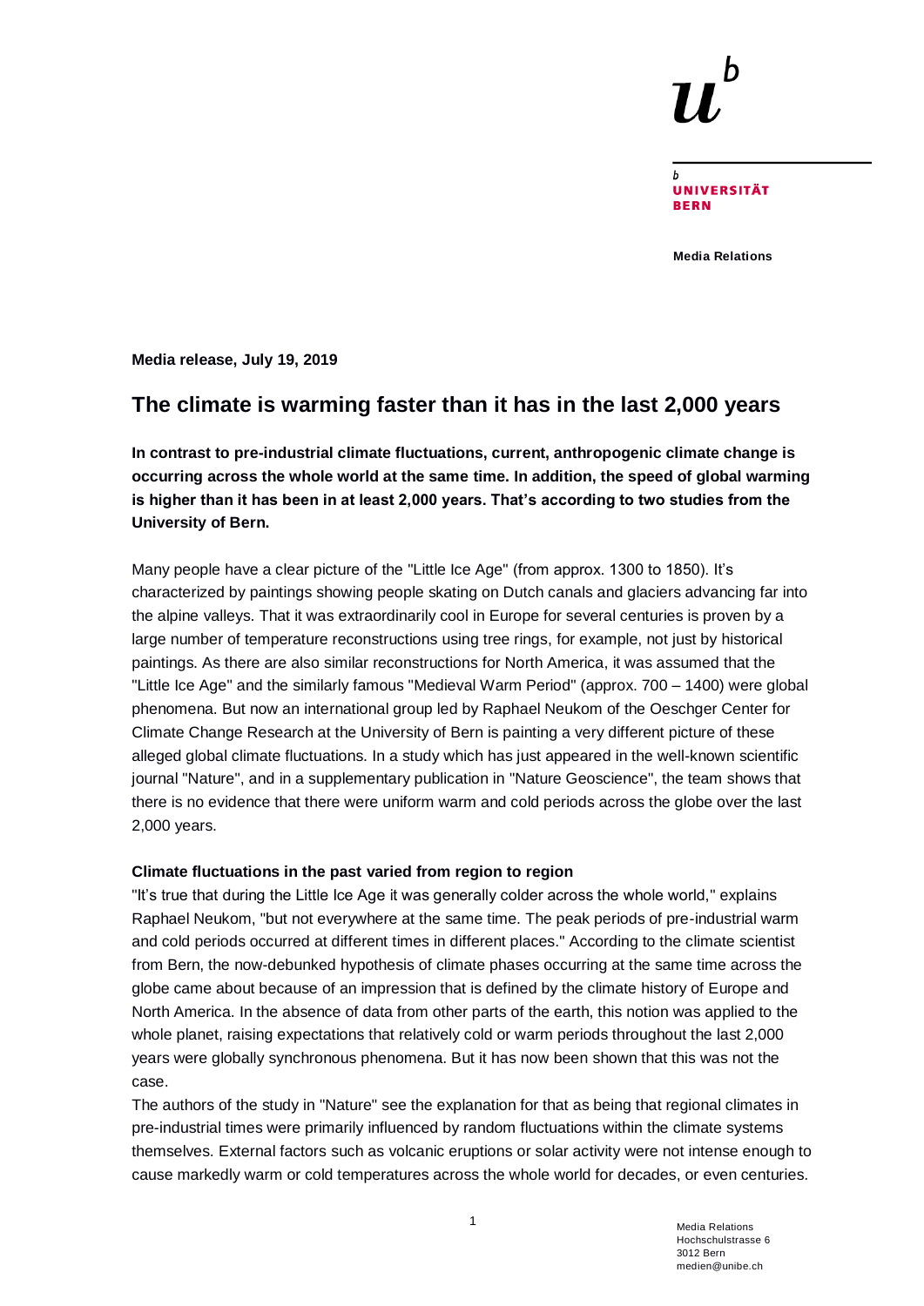**Media release, July 19, 2019**

# The climate is warming faster than it has in the last 2,000 years

**In contrast to pre-industrial climate fluctuations, current, anthropogenic climate change is occurring across the whole world at the same time. In addition, the speed of global warming is higher than it has been in at least 2,000 years. That's according to two studies from the University of Bern.**

Many people have a clear picture of the "Little Ice Age" (from approx. 1300 to 1850). It's characterized by paintings showing people skating on Dutch canals and glaciers advancing far into the alpine valleys. That it was extraordinarily cool in Europe for several centuries is proven by a large number of temperature reconstructions using tree rings, for example, not just by historical paintings. As there are also similar reconstructions for North America, it was assumed that the "Little Ice Age" and the similarly famous "Medieval Warm Period" (approx. 700 – 1400) were global phenomena. But now an international group led by Raphael Neukom of the Oeschger Center for Climate Change Research at the University of Bern is painting a very different picture of these alleged global climate fluctuations. In a study which has just appeared in the well-known scientific journal "Nature", and in a supplementary publication in "Nature Geoscience", the team shows that there is no evidence that there were uniform warm and cold periods across the globe over the last 2,000 years.

### Climate fluctuations in the past varied from region to region

"It's true that during the Little Ice Age it was generally colder across the whole world," explains Raphael Neukom, "but not everywhere at the same time. The peak periods of pre-industrial warm and cold periods occurred at different times in different places." According to the climate scientist from Bern, the now-debunked hypothesis of climate phases occurring at the same time across the globe came about because of an impression that is defined by the climate history of Europe and North America. In the absence of data from other parts of the earth, this notion was applied to the whole planet, raising expectations that relatively cold or warm periods throughout the last 2,000 years were globally synchronous phenomena. But it has now been shown that this was not the case.

The authors of the study in "Nature" see the explanation for that as being that regional climates in pre-industrial times were primarily influenced by random fluctuations within the climate systems themselves. External factors such as volcanic eruptions or solar activity were not intense enough to cause markedly warm or cold temperatures across the whole world for decades, or even centuries.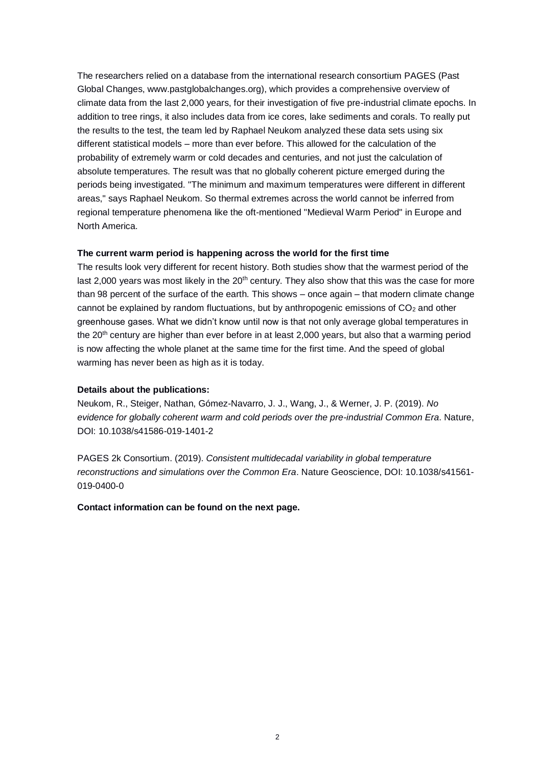The researchers relied on a database from the international research consortium PAGES (Past Global Changes, www.pastglobalchanges.org), which provides a comprehensive overview of climate data from the last 2,000 years, for their investigation of five pre-industrial climate epochs. In addition to tree rings, it also includes data from ice cores, lake sediments and corals. To really put the results to the test, the team led by Raphael Neukom analyzed these data sets using six different statistical models – more than ever before. This allowed for the calculation of the probability of extremely warm or cold decades and centuries, and not just the calculation of absolute temperatures. The result was that no globally coherent picture emerged during the periods being investigated. "The minimum and maximum temperatures were different in different areas," says Raphael Neukom. So thermal extremes across the world cannot be inferred from regional temperature phenomena like the oft-mentioned "Medieval Warm Period" in Europe and North America.

**The current warm period is happening across the world for the first time**

The results look very different for recent history. Both studies show that the warmest period of the last 2,000 years was most likely in the 20th century. They also show that this was the case for more than 98 percent of the surface of the earth. This shows – once again – that modern climate change cannot be explained by random fluctuations, but by anthropogenic emissions of $CO_2$ and other greenhouse gases. What we didn't know until now is that not only average global temperatures in the 20th century are higher than ever before in at least 2,000 years, but also that a warming period is now affecting the whole planet at the same time for the first time. And the speed of global warming has never been as high as it is today.

**Details about the publications:**

Neukom, R., Steiger, Nathan, Gómez-Navarro, J. J., Wang, J., & Werner, J. P. (2019). *No evidence for globally coherent warm and cold periods over the pre-industrial Common Era*. Nature, DOI: 10.1038/s41586-019-1401-2

PAGES 2k Consortium. (2019). *Consistent multidecadal variability in global temperature reconstructions and simulations over the Common Era*. Nature Geoscience, DOI: 10.1038/s41561-019-0400-0

**Contact information can be found on the next page.**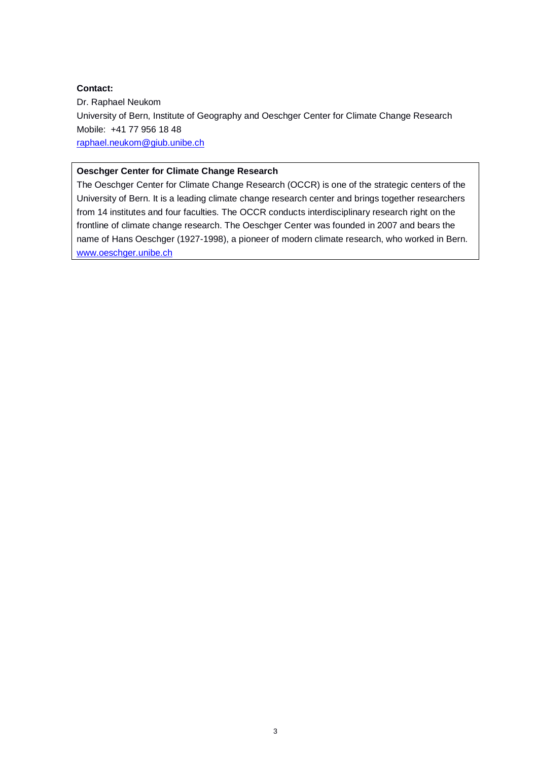**Contact:**

Dr. Raphael Neukom
University of Bern, Institute of Geography and Oeschger Center for Climate Change Research
Mobile: +41 77 956 18 48
raphael.neukom@giub.unibe.ch

**Oeschger Center for Climate Change Research**

The Oeschger Center for Climate Change Research (OCCR) is one of the strategic centers of the University of Bern. It is a leading climate change research center and brings together researchers from 14 institutes and four faculties. The OCCR conducts interdisciplinary research right on the frontline of climate change research. The Oeschger Center was founded in 2007 and bears the name of Hans Oeschger (1927-1998), a pioneer of modern climate research, who worked in Bern.
www.oeschger.unibe.ch